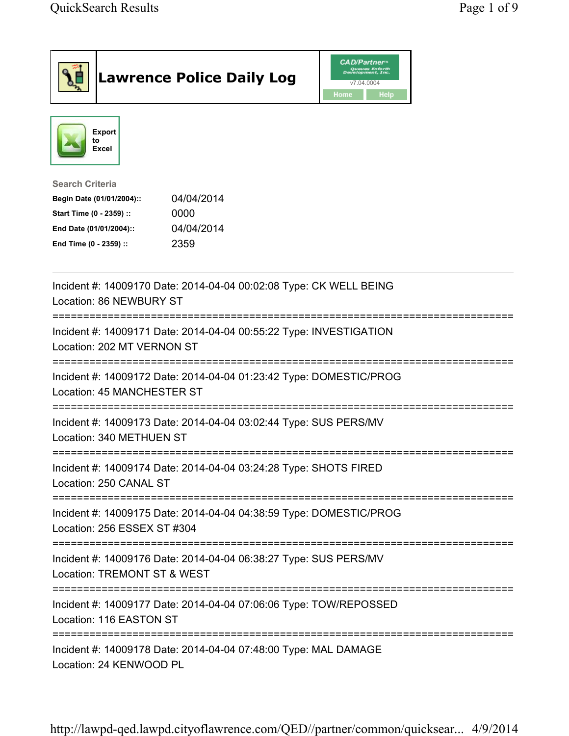# Lawrence Police Daily Log

CAD/Partner™
Queues Enforth Development, Inc.
v7.04.0004
Home Help

Export to Excel

**Search Criteria**

| | |
|---|---|
| **Begin Date (01/01/2004)::** | 04/04/2014 |
| **Start Time (0 - 2359) ::** | 0000 |
| **End Date (01/01/2004)::** | 04/04/2014 |
| **End Time (0 - 2359) ::** | 2359 |

---

Incident #: 14009170 Date: 2014-04-04 00:02:08 Type: CK WELL BEING
Location: 86 NEWBURY ST

===========================================================================

Incident #: 14009171 Date: 2014-04-04 00:55:22 Type: INVESTIGATION
Location: 202 MT VERNON ST

===========================================================================

Incident #: 14009172 Date: 2014-04-04 01:23:42 Type: DOMESTIC/PROG
Location: 45 MANCHESTER ST

===========================================================================

Incident #: 14009173 Date: 2014-04-04 03:02:44 Type: SUS PERS/MV
Location: 340 METHUEN ST

===========================================================================

Incident #: 14009174 Date: 2014-04-04 03:24:28 Type: SHOTS FIRED
Location: 250 CANAL ST

===========================================================================

Incident #: 14009175 Date: 2014-04-04 04:38:59 Type: DOMESTIC/PROG
Location: 256 ESSEX ST #304

===========================================================================

Incident #: 14009176 Date: 2014-04-04 06:38:27 Type: SUS PERS/MV
Location: TREMONT ST & WEST

===========================================================================

Incident #: 14009177 Date: 2014-04-04 07:06:06 Type: TOW/REPOSSED
Location: 116 EASTON ST

===========================================================================

Incident #: 14009178 Date: 2014-04-04 07:48:00 Type: MAL DAMAGE
Location: 24 KENWOOD PL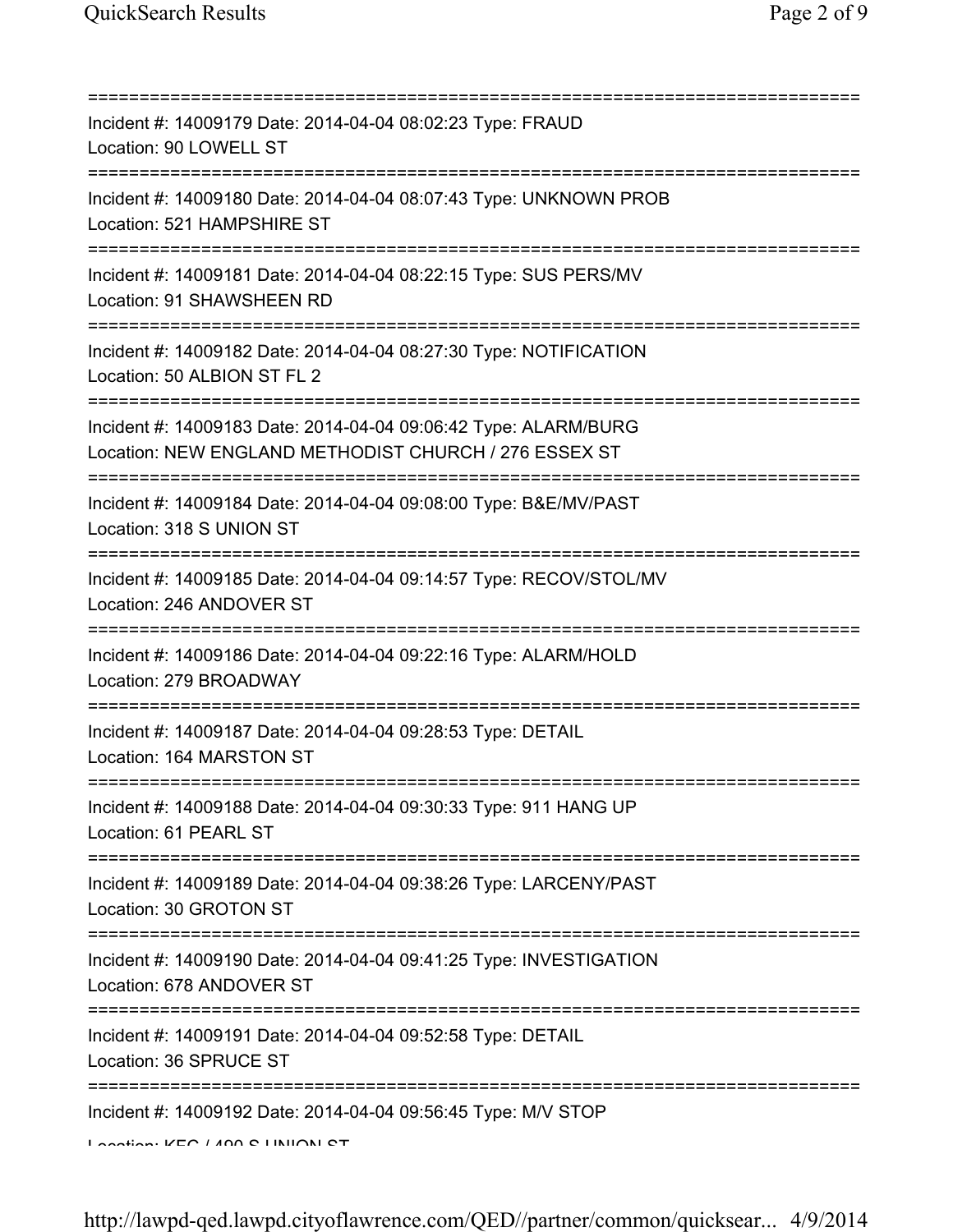================================================================================
Incident #: 14009179 Date: 2014-04-04 08:02:23 Type: FRAUD
Location: 90 LOWELL ST
================================================================================
Incident #: 14009180 Date: 2014-04-04 08:07:43 Type: UNKNOWN PROB
Location: 521 HAMPSHIRE ST
================================================================================
Incident #: 14009181 Date: 2014-04-04 08:22:15 Type: SUS PERS/MV
Location: 91 SHAWSHEEN RD
================================================================================
Incident #: 14009182 Date: 2014-04-04 08:27:30 Type: NOTIFICATION
Location: 50 ALBION ST FL 2
================================================================================
Incident #: 14009183 Date: 2014-04-04 09:06:42 Type: ALARM/BURG
Location: NEW ENGLAND METHODIST CHURCH / 276 ESSEX ST
================================================================================
Incident #: 14009184 Date: 2014-04-04 09:08:00 Type: B&E/MV/PAST
Location: 318 S UNION ST
================================================================================
Incident #: 14009185 Date: 2014-04-04 09:14:57 Type: RECOV/STOL/MV
Location: 246 ANDOVER ST
================================================================================
Incident #: 14009186 Date: 2014-04-04 09:22:16 Type: ALARM/HOLD
Location: 279 BROADWAY
================================================================================
Incident #: 14009187 Date: 2014-04-04 09:28:53 Type: DETAIL
Location: 164 MARSTON ST
================================================================================
Incident #: 14009188 Date: 2014-04-04 09:30:33 Type: 911 HANG UP
Location: 61 PEARL ST
================================================================================
Incident #: 14009189 Date: 2014-04-04 09:38:26 Type: LARCENY/PAST
Location: 30 GROTON ST
================================================================================
Incident #: 14009190 Date: 2014-04-04 09:41:25 Type: INVESTIGATION
Location: 678 ANDOVER ST
================================================================================
Incident #: 14009191 Date: 2014-04-04 09:52:58 Type: DETAIL
Location: 36 SPRUCE ST
================================================================================
Incident #: 14009192 Date: 2014-04-04 09:56:45 Type: M/V STOP
Location: KFC / 490 S UNION ST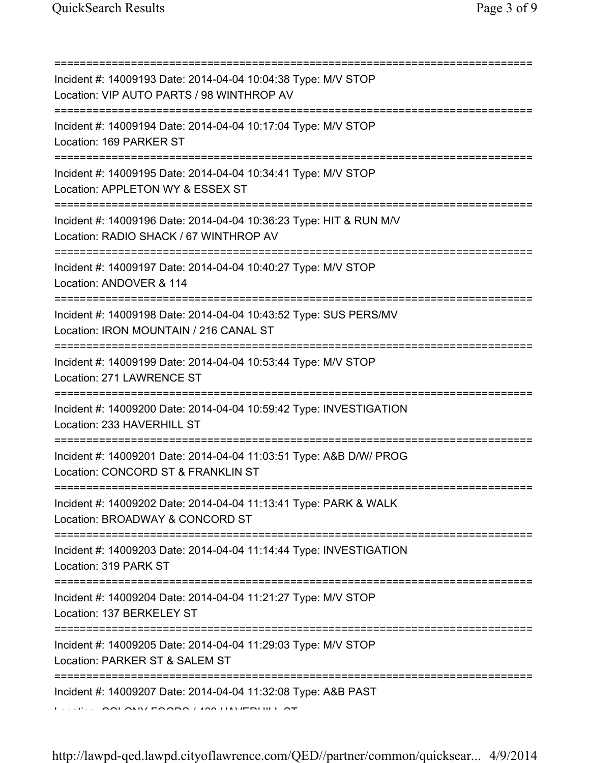===========================================================================
Incident #: 14009193 Date: 2014-04-04 10:04:38 Type: M/V STOP
Location: VIP AUTO PARTS / 98 WINTHROP AV
===========================================================================
Incident #: 14009194 Date: 2014-04-04 10:17:04 Type: M/V STOP
Location: 169 PARKER ST
===========================================================================
Incident #: 14009195 Date: 2014-04-04 10:34:41 Type: M/V STOP
Location: APPLETON WY & ESSEX ST
===========================================================================
Incident #: 14009196 Date: 2014-04-04 10:36:23 Type: HIT & RUN M/V
Location: RADIO SHACK / 67 WINTHROP AV
===========================================================================
Incident #: 14009197 Date: 2014-04-04 10:40:27 Type: M/V STOP
Location: ANDOVER & 114
===========================================================================
Incident #: 14009198 Date: 2014-04-04 10:43:52 Type: SUS PERS/MV
Location: IRON MOUNTAIN / 216 CANAL ST
===========================================================================
Incident #: 14009199 Date: 2014-04-04 10:53:44 Type: M/V STOP
Location: 271 LAWRENCE ST
===========================================================================
Incident #: 14009200 Date: 2014-04-04 10:59:42 Type: INVESTIGATION
Location: 233 HAVERHILL ST
===========================================================================
Incident #: 14009201 Date: 2014-04-04 11:03:51 Type: A&B D/W/ PROG
Location: CONCORD ST & FRANKLIN ST
===========================================================================
Incident #: 14009202 Date: 2014-04-04 11:13:41 Type: PARK & WALK
Location: BROADWAY & CONCORD ST
===========================================================================
Incident #: 14009203 Date: 2014-04-04 11:14:44 Type: INVESTIGATION
Location: 319 PARK ST
===========================================================================
Incident #: 14009204 Date: 2014-04-04 11:21:27 Type: M/V STOP
Location: 137 BERKELEY ST
===========================================================================
Incident #: 14009205 Date: 2014-04-04 11:29:03 Type: M/V STOP
Location: PARKER ST & SALEM ST
===========================================================================
Incident #: 14009207 Date: 2014-04-04 11:32:08 Type: A&B PAST
Location: COLONY FOODS / 439 HAVERHILL ST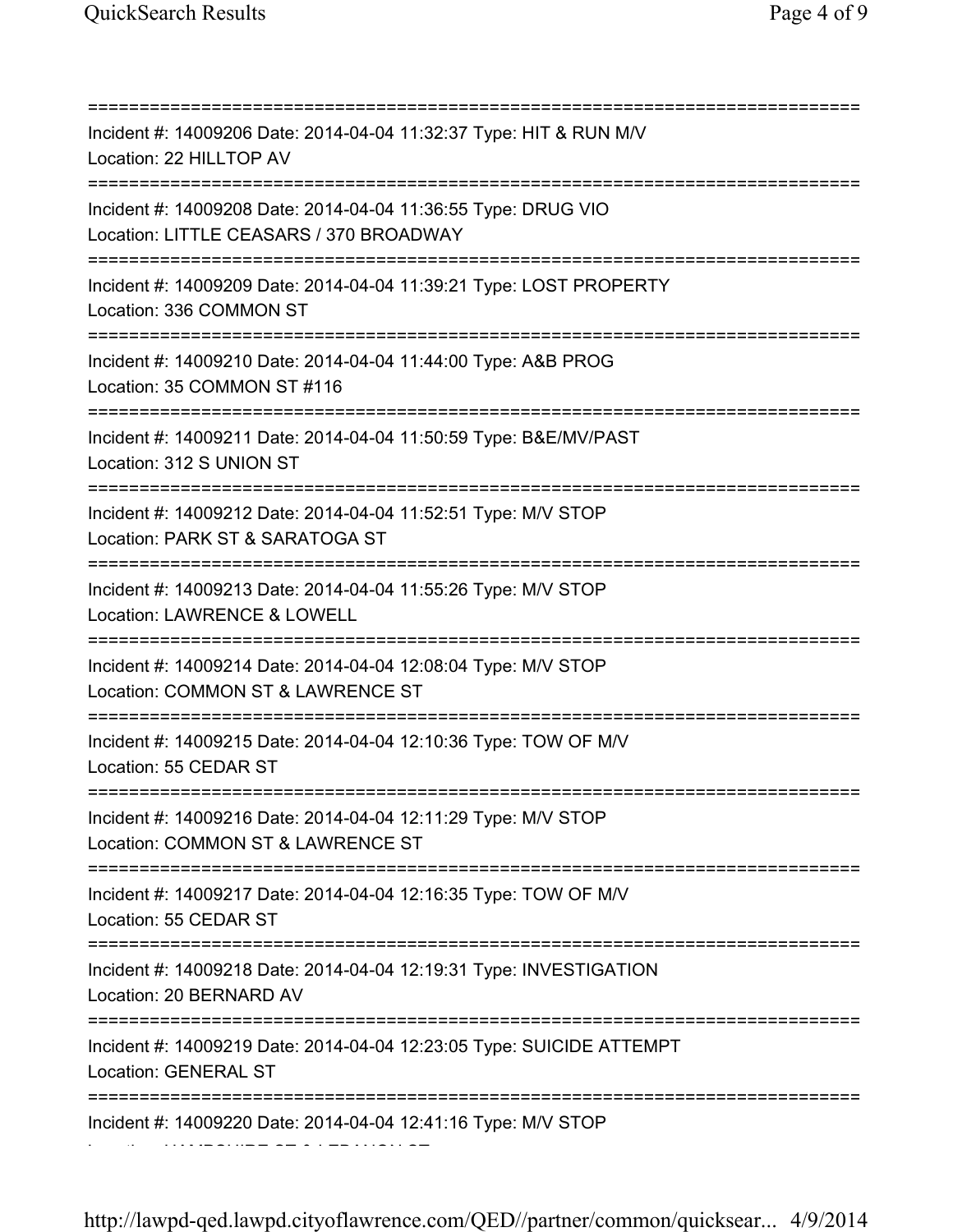===========================================================================
Incident #: 14009206 Date: 2014-04-04 11:32:37 Type: HIT & RUN M/V
Location: 22 HILLTOP AV
===========================================================================
Incident #: 14009208 Date: 2014-04-04 11:36:55 Type: DRUG VIO
Location: LITTLE CEASARS / 370 BROADWAY
===========================================================================
Incident #: 14009209 Date: 2014-04-04 11:39:21 Type: LOST PROPERTY
Location: 336 COMMON ST
===========================================================================
Incident #: 14009210 Date: 2014-04-04 11:44:00 Type: A&B PROG
Location: 35 COMMON ST #116
===========================================================================
Incident #: 14009211 Date: 2014-04-04 11:50:59 Type: B&E/MV/PAST
Location: 312 S UNION ST
===========================================================================
Incident #: 14009212 Date: 2014-04-04 11:52:51 Type: M/V STOP
Location: PARK ST & SARATOGA ST
===========================================================================
Incident #: 14009213 Date: 2014-04-04 11:55:26 Type: M/V STOP
Location: LAWRENCE & LOWELL
===========================================================================
Incident #: 14009214 Date: 2014-04-04 12:08:04 Type: M/V STOP
Location: COMMON ST & LAWRENCE ST
===========================================================================
Incident #: 14009215 Date: 2014-04-04 12:10:36 Type: TOW OF M/V
Location: 55 CEDAR ST
===========================================================================
Incident #: 14009216 Date: 2014-04-04 12:11:29 Type: M/V STOP
Location: COMMON ST & LAWRENCE ST
===========================================================================
Incident #: 14009217 Date: 2014-04-04 12:16:35 Type: TOW OF M/V
Location: 55 CEDAR ST
===========================================================================
Incident #: 14009218 Date: 2014-04-04 12:19:31 Type: INVESTIGATION
Location: 20 BERNARD AV
===========================================================================
Incident #: 14009219 Date: 2014-04-04 12:23:05 Type: SUICIDE ATTEMPT
Location: GENERAL ST
===========================================================================
Incident #: 14009220 Date: 2014-04-04 12:41:16 Type: M/V STOP
Location: HAMPSHIRE ST & LEBANON ST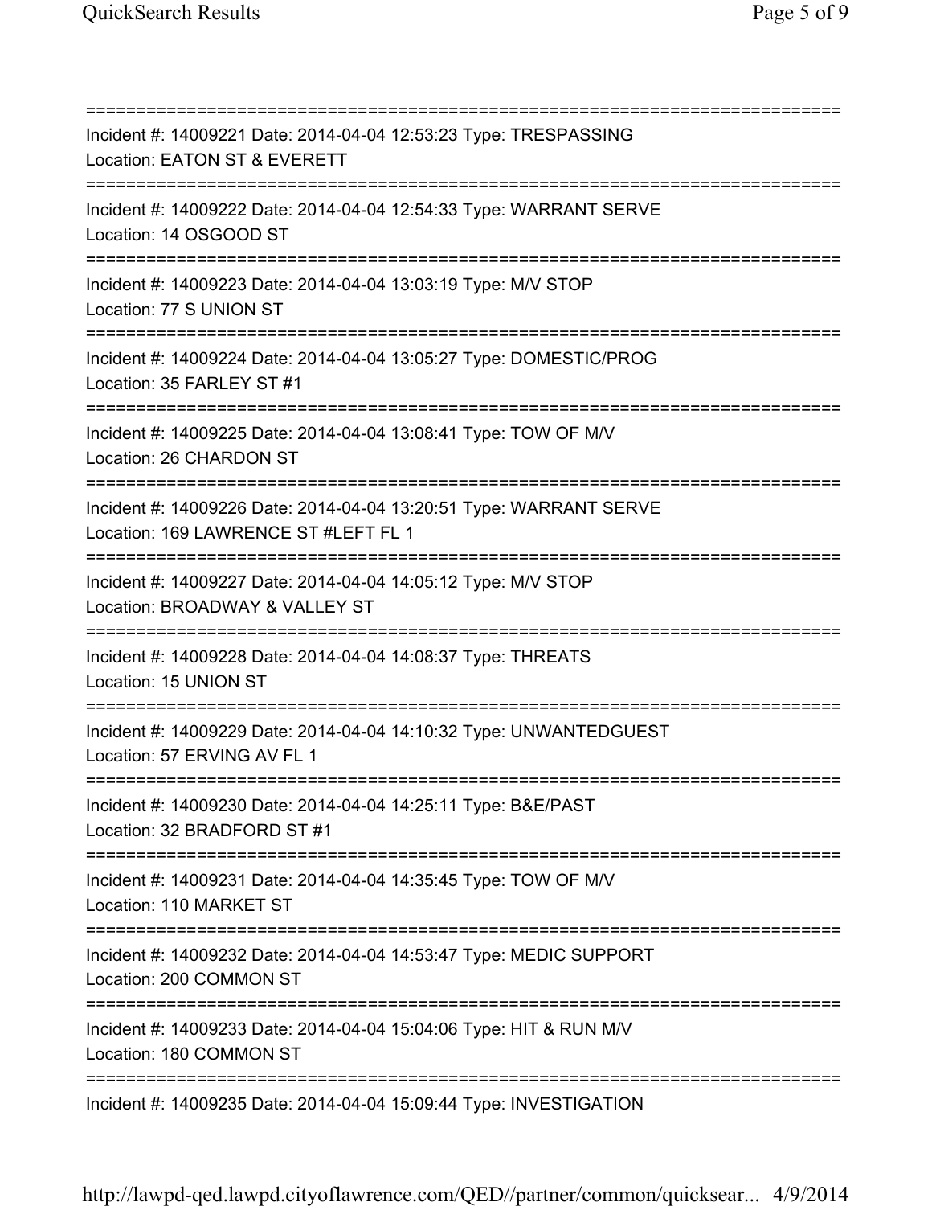==============================================================================
Incident #: 14009221 Date: 2014-04-04 12:53:23 Type: TRESPASSING
Location: EATON ST & EVERETT
==============================================================================
Incident #: 14009222 Date: 2014-04-04 12:54:33 Type: WARRANT SERVE
Location: 14 OSGOOD ST
==============================================================================
Incident #: 14009223 Date: 2014-04-04 13:03:19 Type: M/V STOP
Location: 77 S UNION ST
==============================================================================
Incident #: 14009224 Date: 2014-04-04 13:05:27 Type: DOMESTIC/PROG
Location: 35 FARLEY ST #1
==============================================================================
Incident #: 14009225 Date: 2014-04-04 13:08:41 Type: TOW OF M/V
Location: 26 CHARDON ST
==============================================================================
Incident #: 14009226 Date: 2014-04-04 13:20:51 Type: WARRANT SERVE
Location: 169 LAWRENCE ST #LEFT FL 1
==============================================================================
Incident #: 14009227 Date: 2014-04-04 14:05:12 Type: M/V STOP
Location: BROADWAY & VALLEY ST
==============================================================================
Incident #: 14009228 Date: 2014-04-04 14:08:37 Type: THREATS
Location: 15 UNION ST
==============================================================================
Incident #: 14009229 Date: 2014-04-04 14:10:32 Type: UNWANTEDGUEST
Location: 57 ERVING AV FL 1
==============================================================================
Incident #: 14009230 Date: 2014-04-04 14:25:11 Type: B&E/PAST
Location: 32 BRADFORD ST #1
==============================================================================
Incident #: 14009231 Date: 2014-04-04 14:35:45 Type: TOW OF M/V
Location: 110 MARKET ST
==============================================================================
Incident #: 14009232 Date: 2014-04-04 14:53:47 Type: MEDIC SUPPORT
Location: 200 COMMON ST
==============================================================================
Incident #: 14009233 Date: 2014-04-04 15:04:06 Type: HIT & RUN M/V
Location: 180 COMMON ST
==============================================================================
Incident #: 14009235 Date: 2014-04-04 15:09:44 Type: INVESTIGATION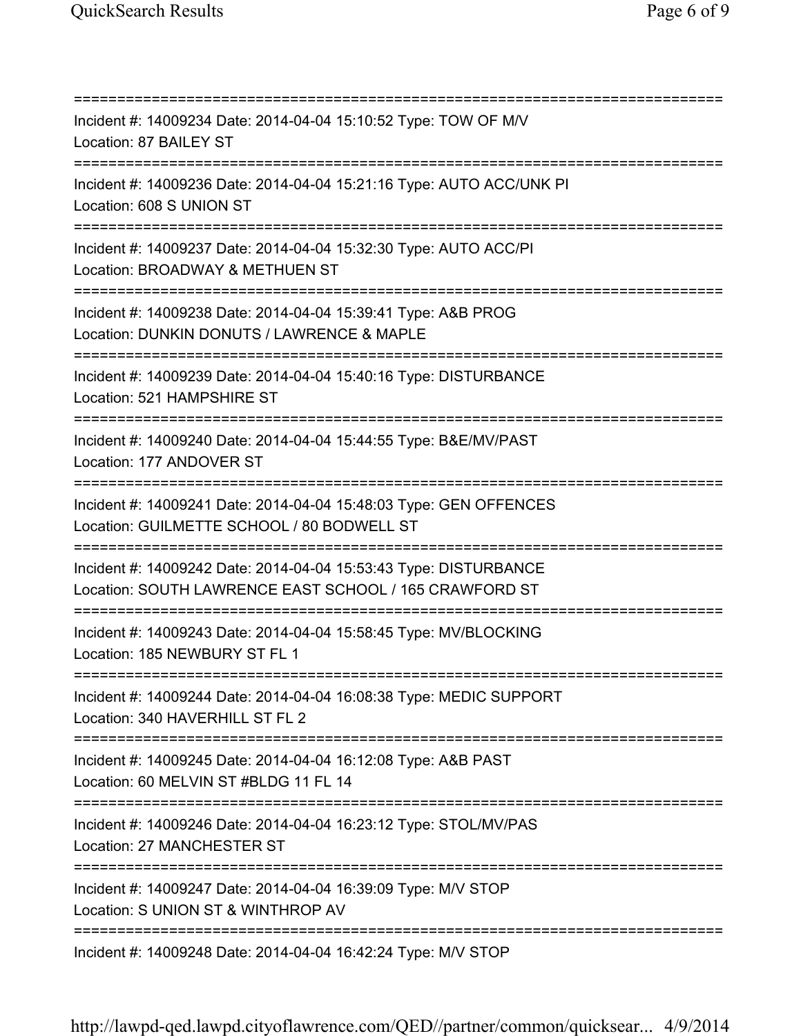===========================================================================

Incident #: 14009234 Date: 2014-04-04 15:10:52 Type: TOW OF M/V
Location: 87 BAILEY ST

===========================================================================

Incident #: 14009236 Date: 2014-04-04 15:21:16 Type: AUTO ACC/UNK PI
Location: 608 S UNION ST

===========================================================================

Incident #: 14009237 Date: 2014-04-04 15:32:30 Type: AUTO ACC/PI
Location: BROADWAY & METHUEN ST

===========================================================================

Incident #: 14009238 Date: 2014-04-04 15:39:41 Type: A&B PROG
Location: DUNKIN DONUTS / LAWRENCE & MAPLE

===========================================================================

Incident #: 14009239 Date: 2014-04-04 15:40:16 Type: DISTURBANCE
Location: 521 HAMPSHIRE ST

===========================================================================

Incident #: 14009240 Date: 2014-04-04 15:44:55 Type: B&E/MV/PAST
Location: 177 ANDOVER ST

===========================================================================

Incident #: 14009241 Date: 2014-04-04 15:48:03 Type: GEN OFFENCES
Location: GUILMETTE SCHOOL / 80 BODWELL ST

===========================================================================

Incident #: 14009242 Date: 2014-04-04 15:53:43 Type: DISTURBANCE
Location: SOUTH LAWRENCE EAST SCHOOL / 165 CRAWFORD ST

===========================================================================

Incident #: 14009243 Date: 2014-04-04 15:58:45 Type: MV/BLOCKING
Location: 185 NEWBURY ST FL 1

===========================================================================

Incident #: 14009244 Date: 2014-04-04 16:08:38 Type: MEDIC SUPPORT
Location: 340 HAVERHILL ST FL 2

===========================================================================

Incident #: 14009245 Date: 2014-04-04 16:12:08 Type: A&B PAST
Location: 60 MELVIN ST #BLDG 11 FL 14

===========================================================================

Incident #: 14009246 Date: 2014-04-04 16:23:12 Type: STOL/MV/PAS
Location: 27 MANCHESTER ST

===========================================================================

Incident #: 14009247 Date: 2014-04-04 16:39:09 Type: M/V STOP
Location: S UNION ST & WINTHROP AV

===========================================================================

Incident #: 14009248 Date: 2014-04-04 16:42:24 Type: M/V STOP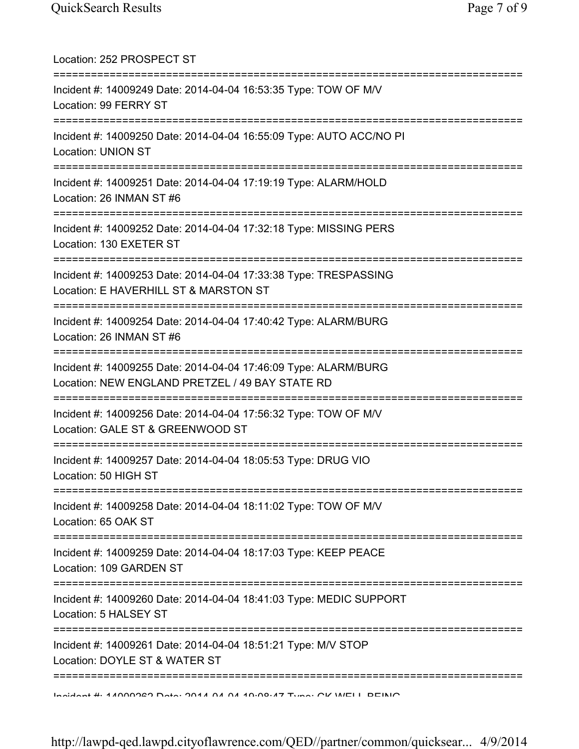Location: 252 PROSPECT ST

===========================================================================

Incident #: 14009249 Date: 2014-04-04 16:53:35 Type: TOW OF M/V
Location: 99 FERRY ST

===========================================================================

Incident #: 14009250 Date: 2014-04-04 16:55:09 Type: AUTO ACC/NO PI
Location: UNION ST

===========================================================================

Incident #: 14009251 Date: 2014-04-04 17:19:19 Type: ALARM/HOLD
Location: 26 INMAN ST #6

===========================================================================

Incident #: 14009252 Date: 2014-04-04 17:32:18 Type: MISSING PERS
Location: 130 EXETER ST

===========================================================================

Incident #: 14009253 Date: 2014-04-04 17:33:38 Type: TRESPASSING
Location: E HAVERHILL ST & MARSTON ST

===========================================================================

Incident #: 14009254 Date: 2014-04-04 17:40:42 Type: ALARM/BURG
Location: 26 INMAN ST #6

===========================================================================

Incident #: 14009255 Date: 2014-04-04 17:46:09 Type: ALARM/BURG
Location: NEW ENGLAND PRETZEL / 49 BAY STATE RD

===========================================================================

Incident #: 14009256 Date: 2014-04-04 17:56:32 Type: TOW OF M/V
Location: GALE ST & GREENWOOD ST

===========================================================================

Incident #: 14009257 Date: 2014-04-04 18:05:53 Type: DRUG VIO
Location: 50 HIGH ST

===========================================================================

Incident #: 14009258 Date: 2014-04-04 18:11:02 Type: TOW OF M/V
Location: 65 OAK ST

===========================================================================

Incident #: 14009259 Date: 2014-04-04 18:17:03 Type: KEEP PEACE
Location: 109 GARDEN ST

===========================================================================

Incident #: 14009260 Date: 2014-04-04 18:41:03 Type: MEDIC SUPPORT
Location: 5 HALSEY ST

===========================================================================

Incident #: 14009261 Date: 2014-04-04 18:51:21 Type: M/V STOP
Location: DOYLE ST & WATER ST

===========================================================================

Incident #: 14009262 Date: 2014-04-04 19:08:47 Type: CK WELL BEING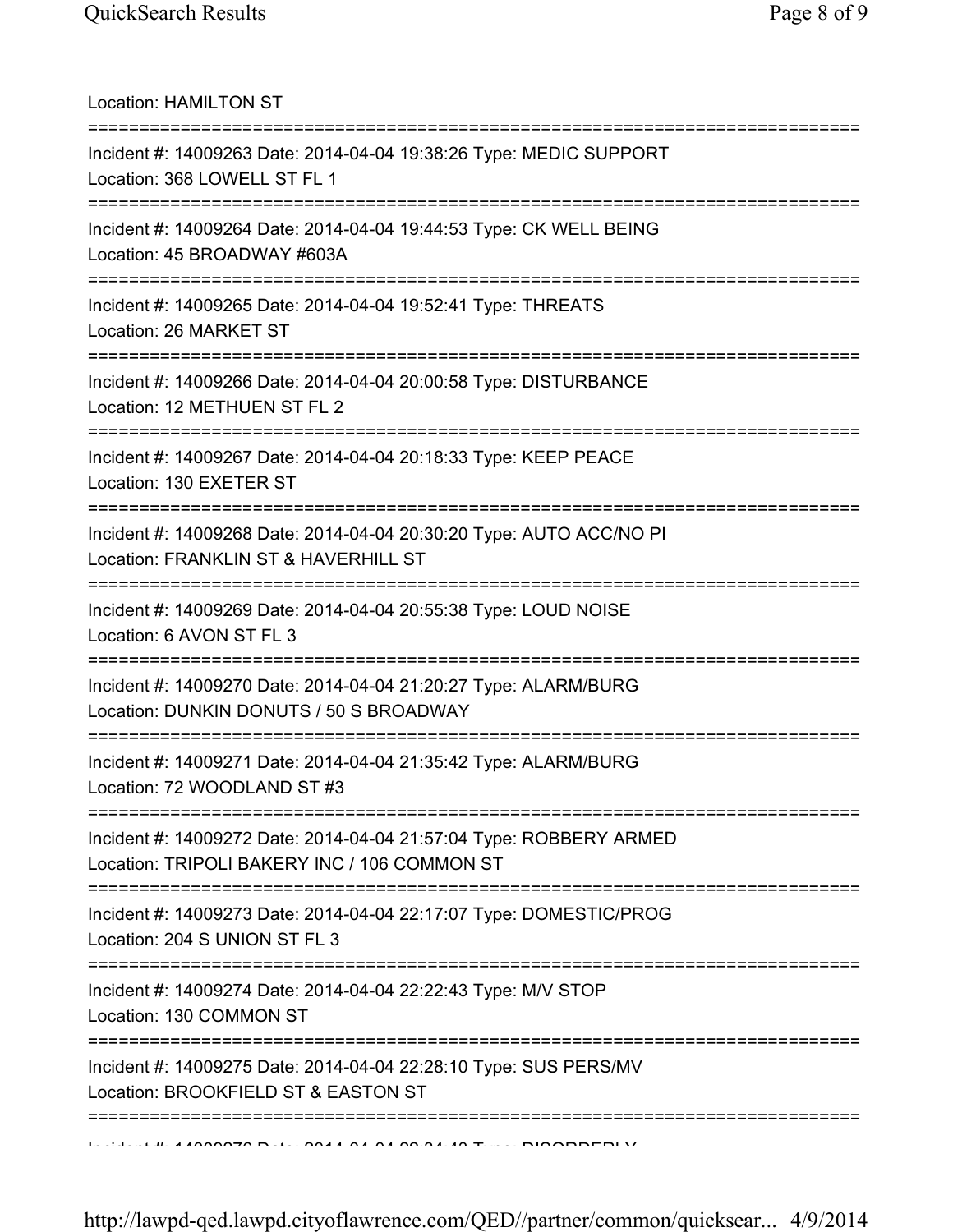Location: HAMILTON ST

===========================================================================

Incident #: 14009263 Date: 2014-04-04 19:38:26 Type: MEDIC SUPPORT
Location: 368 LOWELL ST FL 1

===========================================================================

Incident #: 14009264 Date: 2014-04-04 19:44:53 Type: CK WELL BEING
Location: 45 BROADWAY #603A

===========================================================================

Incident #: 14009265 Date: 2014-04-04 19:52:41 Type: THREATS
Location: 26 MARKET ST

===========================================================================

Incident #: 14009266 Date: 2014-04-04 20:00:58 Type: DISTURBANCE
Location: 12 METHUEN ST FL 2

===========================================================================

Incident #: 14009267 Date: 2014-04-04 20:18:33 Type: KEEP PEACE
Location: 130 EXETER ST

===========================================================================

Incident #: 14009268 Date: 2014-04-04 20:30:20 Type: AUTO ACC/NO PI
Location: FRANKLIN ST & HAVERHILL ST

===========================================================================

Incident #: 14009269 Date: 2014-04-04 20:55:38 Type: LOUD NOISE
Location: 6 AVON ST FL 3

===========================================================================

Incident #: 14009270 Date: 2014-04-04 21:20:27 Type: ALARM/BURG
Location: DUNKIN DONUTS / 50 S BROADWAY

===========================================================================

Incident #: 14009271 Date: 2014-04-04 21:35:42 Type: ALARM/BURG
Location: 72 WOODLAND ST #3

===========================================================================

Incident #: 14009272 Date: 2014-04-04 21:57:04 Type: ROBBERY ARMED
Location: TRIPOLI BAKERY INC / 106 COMMON ST

===========================================================================

Incident #: 14009273 Date: 2014-04-04 22:17:07 Type: DOMESTIC/PROG
Location: 204 S UNION ST FL 3

===========================================================================

Incident #: 14009274 Date: 2014-04-04 22:22:43 Type: M/V STOP
Location: 130 COMMON ST

===========================================================================

Incident #: 14009275 Date: 2014-04-04 22:28:10 Type: SUS PERS/MV
Location: BROOKFIELD ST & EASTON ST

===========================================================================

Incident #: 14009276 Date: 2014-04-04 22:34:48 Type: DISORDERLY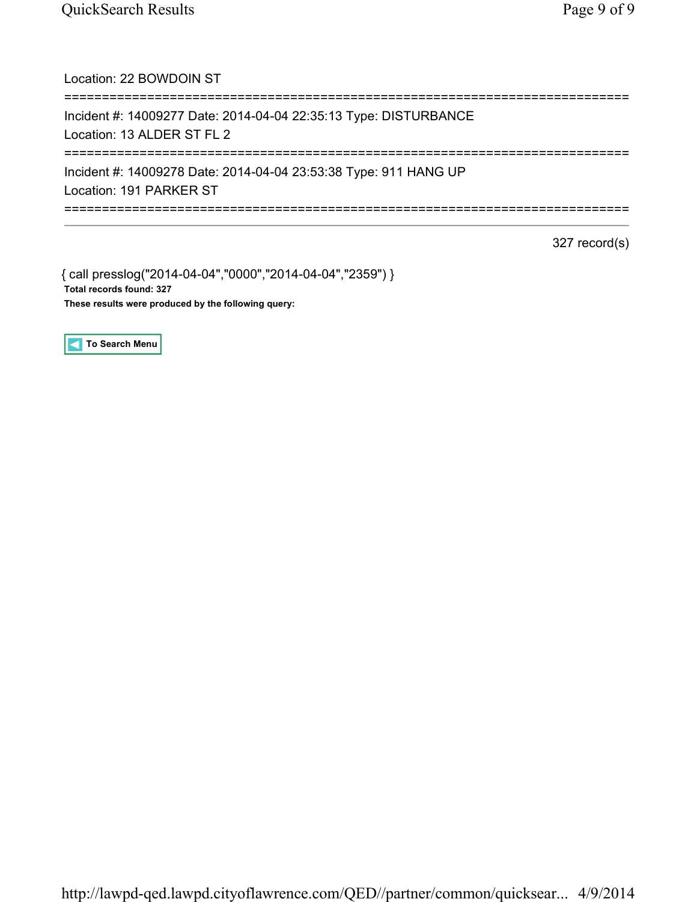Location: 22 BOWDOIN ST

===========================================================================

Incident #: 14009277 Date: 2014-04-04 22:35:13 Type: DISTURBANCE

Location: 13 ALDER ST FL 2

===========================================================================

Incident #: 14009278 Date: 2014-04-04 23:53:38 Type: 911 HANG UP

Location: 191 PARKER ST

===========================================================================

327 record(s)

{ call presslog("2014-04-04","0000","2014-04-04","2359") }

**Total records found: 327**

**These results were produced by the following query:**

**To Search Menu**